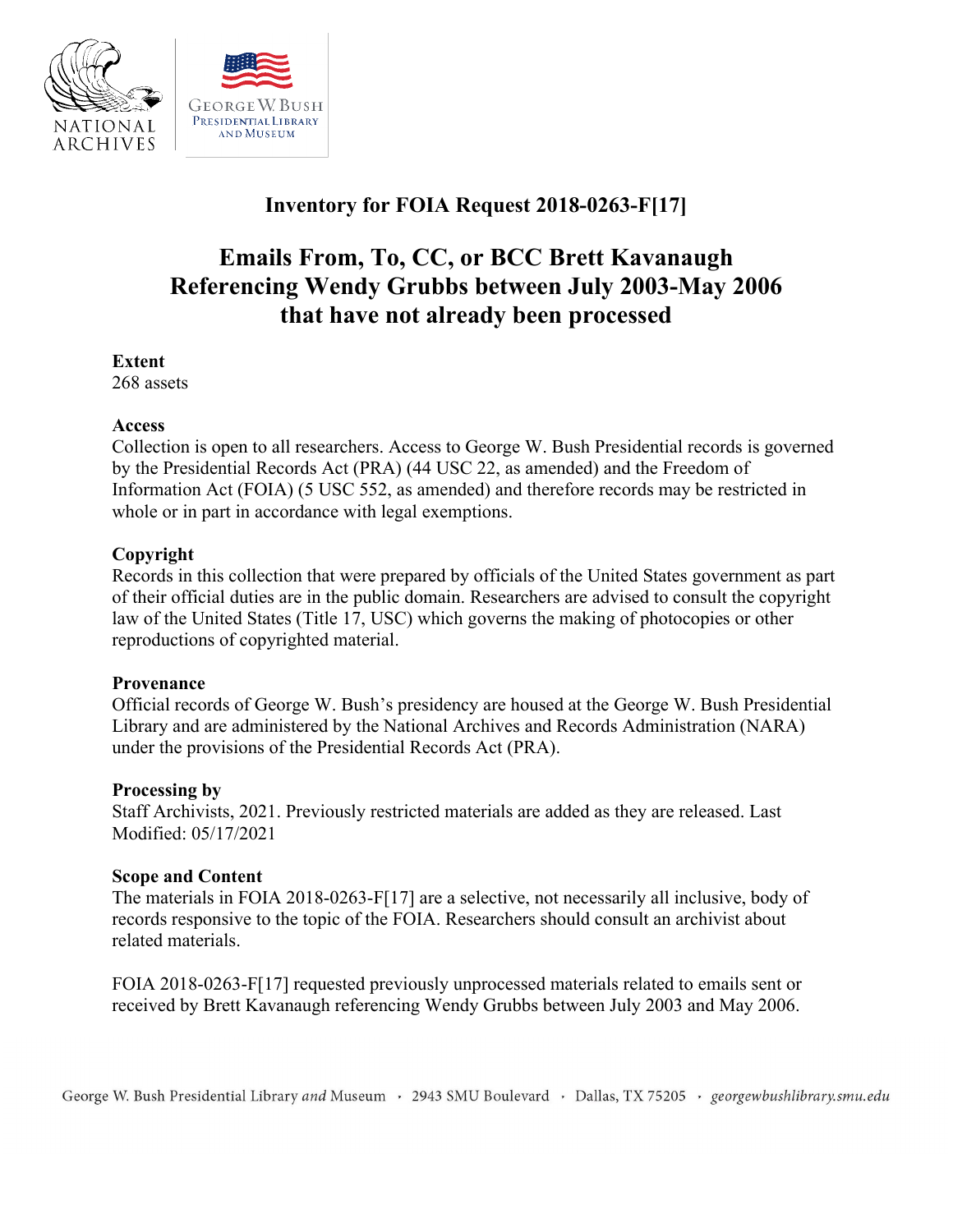# Inventory for FOIA Request 2018-0263-F[17]

## Emails From, To, CC, or BCC Brett Kavanaugh Referencing Wendy Grubbs between July 2003-May 2006 that have not already been processed

**Extent**
268 assets

**Access**
Collection is open to all researchers. Access to George W. Bush Presidential records is governed by the Presidential Records Act (PRA) (44 USC 22, as amended) and the Freedom of Information Act (FOIA) (5 USC 552, as amended) and therefore records may be restricted in whole or in part in accordance with legal exemptions.

**Copyright**
Records in this collection that were prepared by officials of the United States government as part of their official duties are in the public domain. Researchers are advised to consult the copyright law of the United States (Title 17, USC) which governs the making of photocopies or other reproductions of copyrighted material.

**Provenance**
Official records of George W. Bush's presidency are housed at the George W. Bush Presidential Library and are administered by the National Archives and Records Administration (NARA) under the provisions of the Presidential Records Act (PRA).

**Processing by**
Staff Archivists, 2021. Previously restricted materials are added as they are released. Last Modified: 05/17/2021

**Scope and Content**
The materials in FOIA 2018-0263-F[17] are a selective, not necessarily all inclusive, body of records responsive to the topic of the FOIA. Researchers should consult an archivist about related materials.

FOIA 2018-0263-F[17] requested previously unprocessed materials related to emails sent or received by Brett Kavanaugh referencing Wendy Grubbs between July 2003 and May 2006.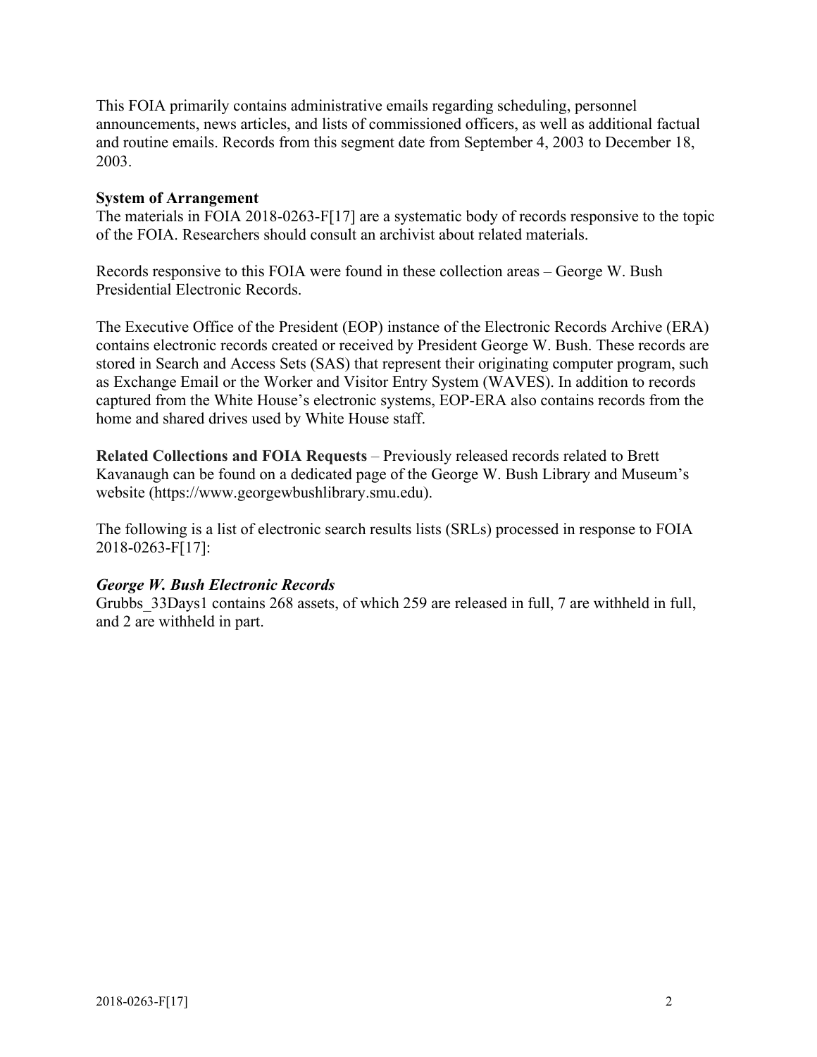This FOIA primarily contains administrative emails regarding scheduling, personnel announcements, news articles, and lists of commissioned officers, as well as additional factual and routine emails. Records from this segment date from September 4, 2003 to December 18, 2003.

**System of Arrangement**
The materials in FOIA 2018-0263-F[17] are a systematic body of records responsive to the topic of the FOIA. Researchers should consult an archivist about related materials.

Records responsive to this FOIA were found in these collection areas – George W. Bush Presidential Electronic Records.

The Executive Office of the President (EOP) instance of the Electronic Records Archive (ERA) contains electronic records created or received by President George W. Bush. These records are stored in Search and Access Sets (SAS) that represent their originating computer program, such as Exchange Email or the Worker and Visitor Entry System (WAVES). In addition to records captured from the White House's electronic systems, EOP-ERA also contains records from the home and shared drives used by White House staff.

**Related Collections and FOIA Requests** – Previously released records related to Brett Kavanaugh can be found on a dedicated page of the George W. Bush Library and Museum's website (https://www.georgewbushlibrary.smu.edu).

The following is a list of electronic search results lists (SRLs) processed in response to FOIA 2018-0263-F[17]:

***George W. Bush Electronic Records***
Grubbs_33Days1 contains 268 assets, of which 259 are released in full, 7 are withheld in full, and 2 are withheld in part.